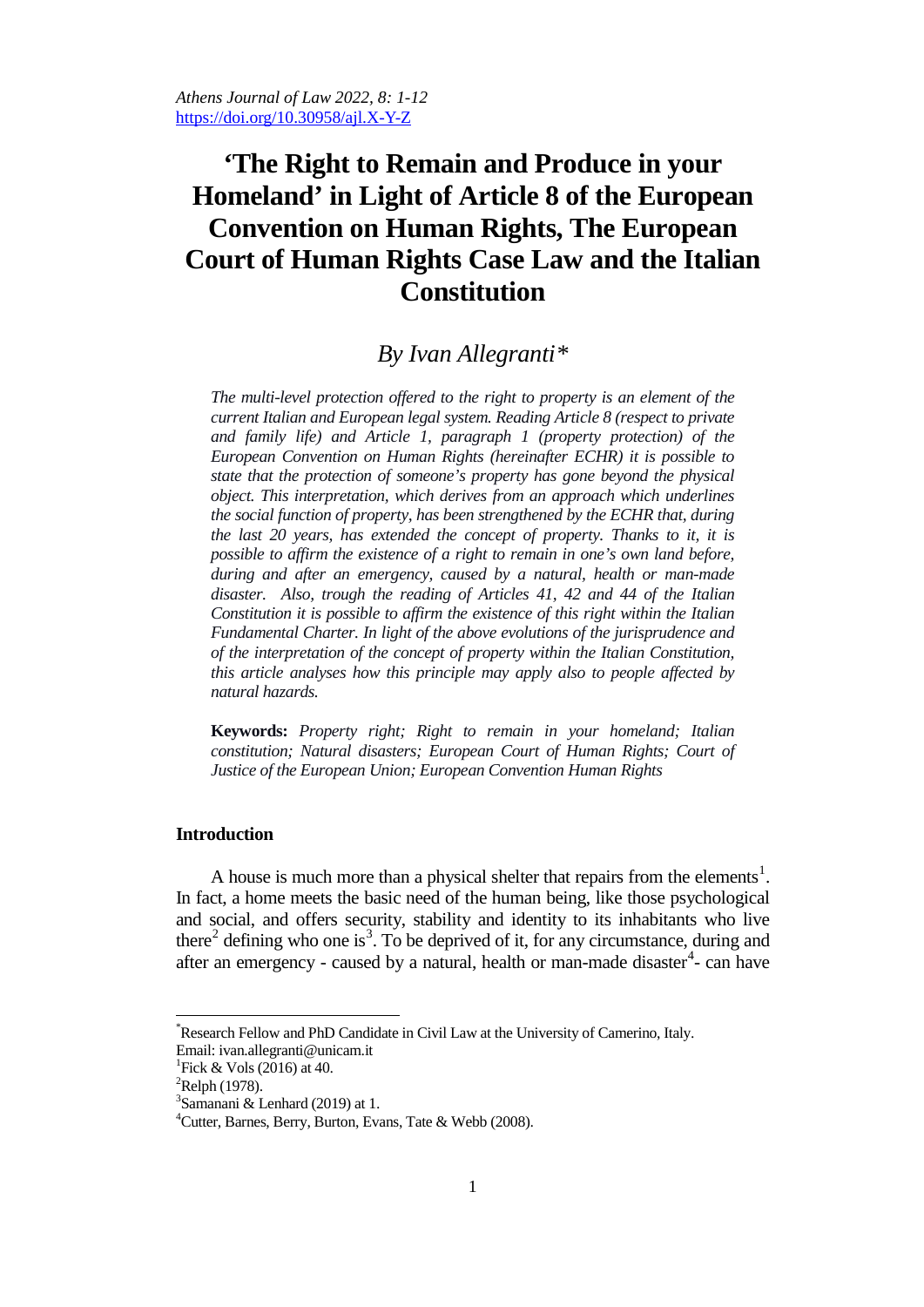# 'The Right to Remain and Produce in your Homeland' in Light of Article 8 of the European Convention on Human Rights, The European Court of Human Rights Case Law and the Italian Constitution

*By Ivan Allegranti\**

*The multi-level protection offered to the right to property is an element of the current Italian and European legal system. Reading Article 8 (respect to private and family life) and Article 1, paragraph 1 (property protection) of the European Convention on Human Rights (hereinafter ECHR) it is possible to state that the protection of someone's property has gone beyond the physical object. This interpretation, which derives from an approach which underlines the social function of property, has been strengthened by the ECHR that, during the last 20 years, has extended the concept of property. Thanks to it, it is possible to affirm the existence of a right to remain in one's own land before, during and after an emergency, caused by a natural, health or man-made disaster. Also, trough the reading of Articles 41, 42 and 44 of the Italian Constitution it is possible to affirm the existence of this right within the Italian Fundamental Charter. In light of the above evolutions of the jurisprudence and of the interpretation of the concept of property within the Italian Constitution, this article analyses how this principle may apply also to people affected by natural hazards.*

**Keywords:** *Property right; Right to remain in your homeland; Italian constitution; Natural disasters; European Court of Human Rights; Court of Justice of the European Union; European Convention Human Rights*

## Introduction

A house is much more than a physical shelter that repairs from the elements[1]. In fact, a home meets the basic need of the human being, like those psychological and social, and offers security, stability and identity to its inhabitants who live there[2] defining who one is[3]. To be deprived of it, for any circumstance, during and after an emergency - caused by a natural, health or man-made disaster[4]- can have

---

\*Research Fellow and PhD Candidate in Civil Law at the University of Camerino, Italy. Email: ivan.allegranti@unicam.it

[1]Fick & Vols (2016) at 40.

[2]Relph (1978).

[3]Samanani & Lenhard (2019) at 1.

[4]Cutter, Barnes, Berry, Burton, Evans, Tate & Webb (2008).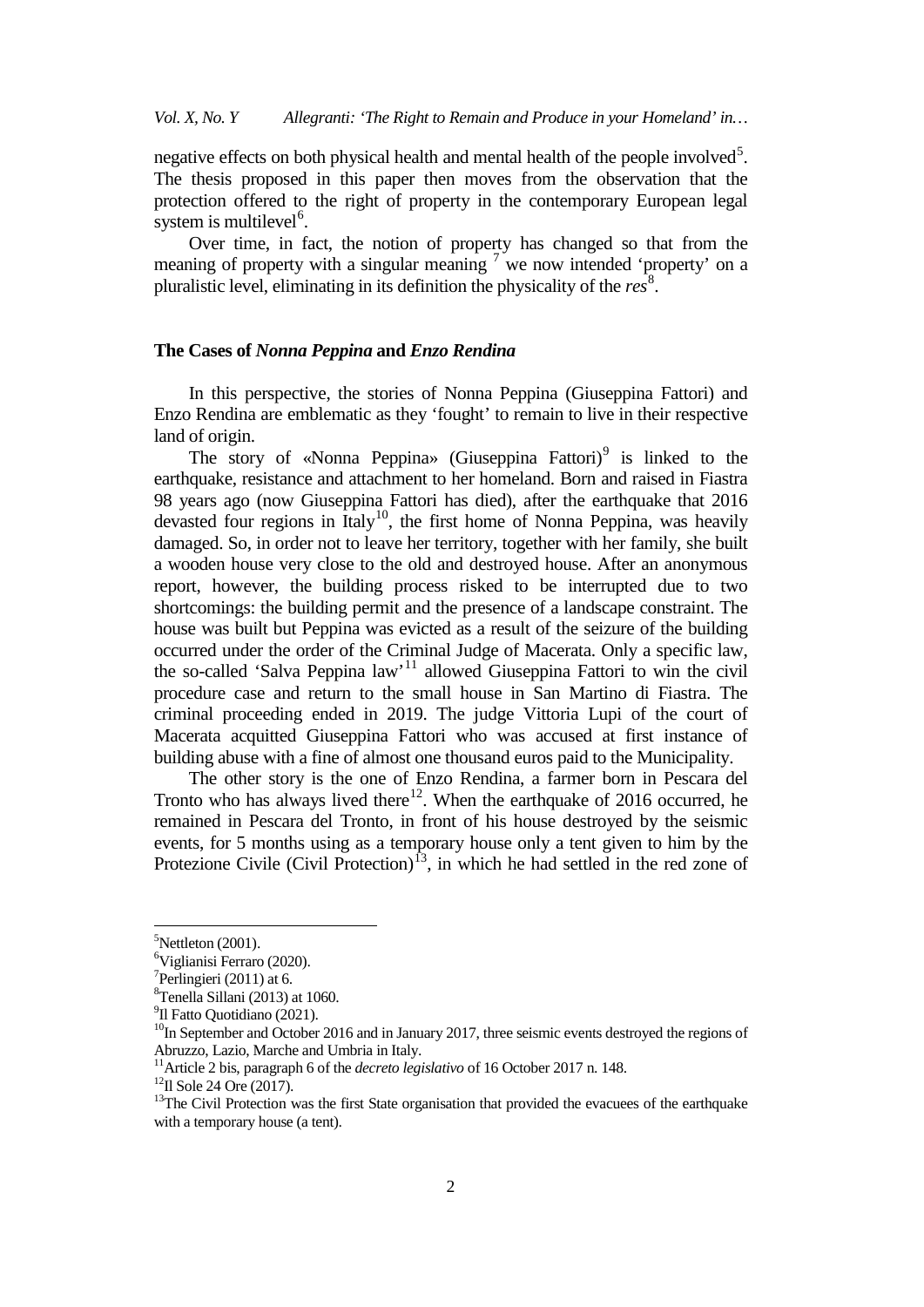negative effects on both physical health and mental health of the people involved[5]. The thesis proposed in this paper then moves from the observation that the protection offered to the right of property in the contemporary European legal system is multilevel[6].

Over time, in fact, the notion of property has changed so that from the meaning of property with a singular meaning [7] we now intended 'property' on a pluralistic level, eliminating in its definition the physicality of the *res*[8].

## The Cases of *Nonna Peppina* and *Enzo Rendina*

In this perspective, the stories of Nonna Peppina (Giuseppina Fattori) and Enzo Rendina are emblematic as they 'fought' to remain to live in their respective land of origin.

The story of «Nonna Peppina» (Giuseppina Fattori)[9] is linked to the earthquake, resistance and attachment to her homeland. Born and raised in Fiastra 98 years ago (now Giuseppina Fattori has died), after the earthquake that 2016 devasted four regions in Italy[10], the first home of Nonna Peppina, was heavily damaged. So, in order not to leave her territory, together with her family, she built a wooden house very close to the old and destroyed house. After an anonymous report, however, the building process risked to be interrupted due to two shortcomings: the building permit and the presence of a landscape constraint. The house was built but Peppina was evicted as a result of the seizure of the building occurred under the order of the Criminal Judge of Macerata. Only a specific law, the so-called 'Salva Peppina law'[11] allowed Giuseppina Fattori to win the civil procedure case and return to the small house in San Martino di Fiastra. The criminal proceeding ended in 2019. The judge Vittoria Lupi of the court of Macerata acquitted Giuseppina Fattori who was accused at first instance of building abuse with a fine of almost one thousand euros paid to the Municipality.

The other story is the one of Enzo Rendina, a farmer born in Pescara del Tronto who has always lived there[12]. When the earthquake of 2016 occurred, he remained in Pescara del Tronto, in front of his house destroyed by the seismic events, for 5 months using as a temporary house only a tent given to him by the Protezione Civile (Civil Protection)[13], in which he had settled in the red zone of

---

[5] Nettleton (2001).

[6] Viglianisi Ferraro (2020).

[7] Perlingieri (2011) at 6.

[8] Tenella Sillani (2013) at 1060.

[9] Il Fatto Quotidiano (2021).

[10] In September and October 2016 and in January 2017, three seismic events destroyed the regions of Abruzzo, Lazio, Marche and Umbria in Italy.

[11] Article 2 bis, paragraph 6 of the *decreto legislativo* of 16 October 2017 n. 148.

[12] Il Sole 24 Ore (2017).

[13] The Civil Protection was the first State organisation that provided the evacuees of the earthquake with a temporary house (a tent).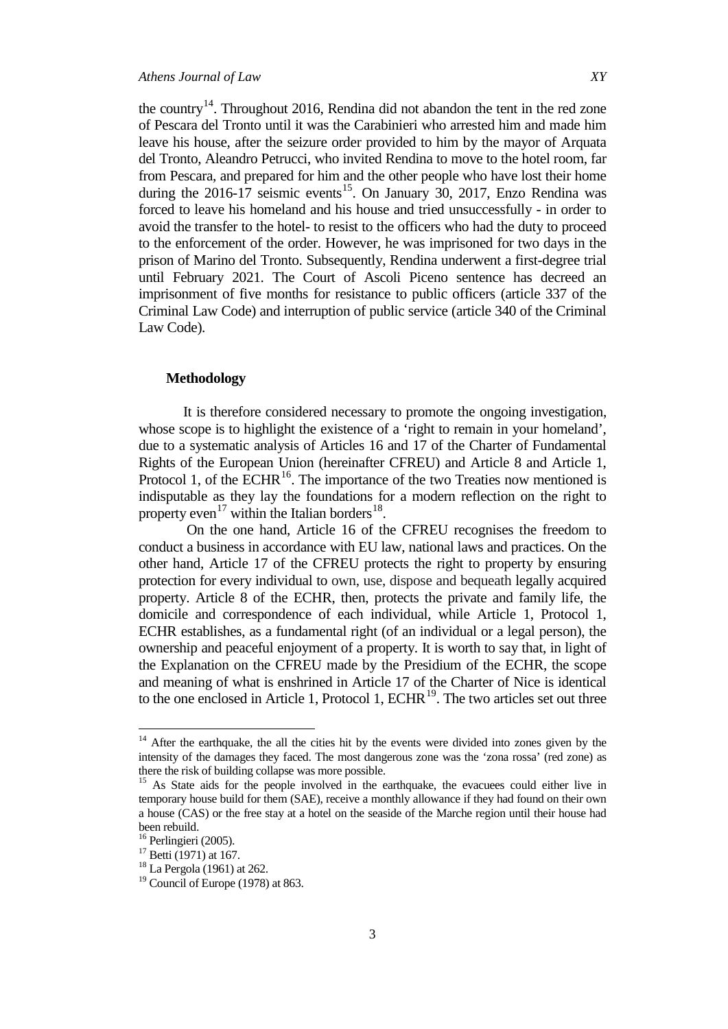the country[14]. Throughout 2016, Rendina did not abandon the tent in the red zone of Pescara del Tronto until it was the Carabinieri who arrested him and made him leave his house, after the seizure order provided to him by the mayor of Arquata del Tronto, Aleandro Petrucci, who invited Rendina to move to the hotel room, far from Pescara, and prepared for him and the other people who have lost their home during the 2016-17 seismic events[15]. On January 30, 2017, Enzo Rendina was forced to leave his homeland and his house and tried unsuccessfully - in order to avoid the transfer to the hotel- to resist to the officers who had the duty to proceed to the enforcement of the order. However, he was imprisoned for two days in the prison of Marino del Tronto. Subsequently, Rendina underwent a first-degree trial until February 2021. The Court of Ascoli Piceno sentence has decreed an imprisonment of five months for resistance to public officers (article 337 of the Criminal Law Code) and interruption of public service (article 340 of the Criminal Law Code).

## Methodology

It is therefore considered necessary to promote the ongoing investigation, whose scope is to highlight the existence of a 'right to remain in your homeland', due to a systematic analysis of Articles 16 and 17 of the Charter of Fundamental Rights of the European Union (hereinafter CFREU) and Article 8 and Article 1, Protocol 1, of the ECHR[16]. The importance of the two Treaties now mentioned is indisputable as they lay the foundations for a modern reflection on the right to property even[17] within the Italian borders[18].

On the one hand, Article 16 of the CFREU recognises the freedom to conduct a business in accordance with EU law, national laws and practices. On the other hand, Article 17 of the CFREU protects the right to property by ensuring protection for every individual to own, use, dispose and bequeath legally acquired property. Article 8 of the ECHR, then, protects the private and family life, the domicile and correspondence of each individual, while Article 1, Protocol 1, ECHR establishes, as a fundamental right (of an individual or a legal person), the ownership and peaceful enjoyment of a property. It is worth to say that, in light of the Explanation on the CFREU made by the Presidium of the ECHR, the scope and meaning of what is enshrined in Article 17 of the Charter of Nice is identical to the one enclosed in Article 1, Protocol 1, ECHR[19]. The two articles set out three

---

[14] After the earthquake, the all the cities hit by the events were divided into zones given by the intensity of the damages they faced. The most dangerous zone was the 'zona rossa' (red zone) as there the risk of building collapse was more possible.

[15] As State aids for the people involved in the earthquake, the evacuees could either live in temporary house build for them (SAE), receive a monthly allowance if they had found on their own a house (CAS) or the free stay at a hotel on the seaside of the Marche region until their house had been rebuild.

[16] Perlingieri (2005).

[17] Betti (1971) at 167.

[18] La Pergola (1961) at 262.

[19] Council of Europe (1978) at 863.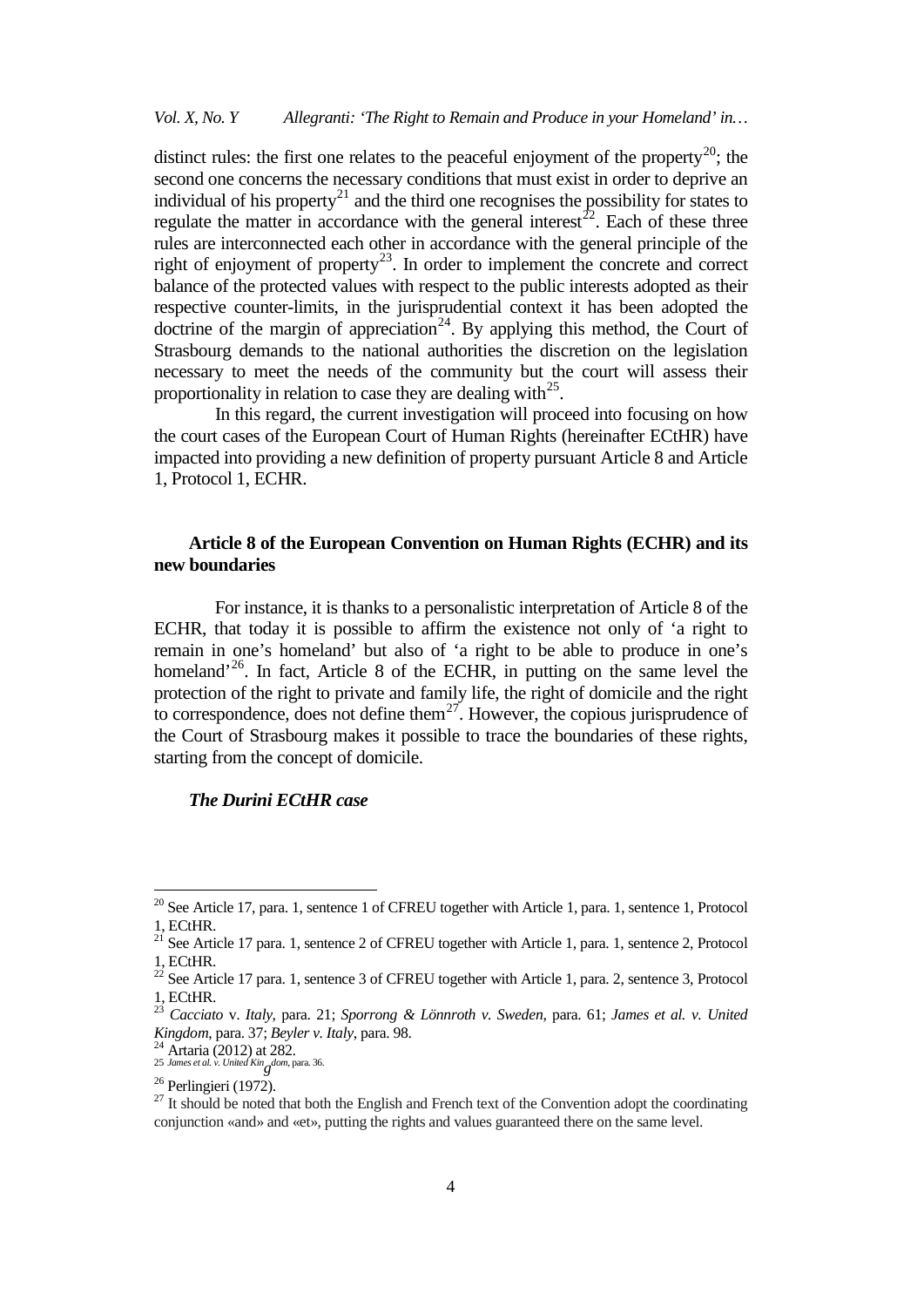distinct rules: the first one relates to the peaceful enjoyment of the property[20]; the second one concerns the necessary conditions that must exist in order to deprive an individual of his property[21] and the third one recognises the possibility for states to regulate the matter in accordance with the general interest[22]. Each of these three rules are interconnected each other in accordance with the general principle of the right of enjoyment of property[23]. In order to implement the concrete and correct balance of the protected values with respect to the public interests adopted as their respective counter-limits, in the jurisprudential context it has been adopted the doctrine of the margin of appreciation[24]. By applying this method, the Court of Strasbourg demands to the national authorities the discretion on the legislation necessary to meet the needs of the community but the court will assess their proportionality in relation to case they are dealing with[25].

In this regard, the current investigation will proceed into focusing on how the court cases of the European Court of Human Rights (hereinafter ECtHR) have impacted into providing a new definition of property pursuant Article 8 and Article 1, Protocol 1, ECHR.

## Article 8 of the European Convention on Human Rights (ECHR) and its new boundaries

For instance, it is thanks to a personalistic interpretation of Article 8 of the ECHR, that today it is possible to affirm the existence not only of 'a right to remain in one's homeland' but also of 'a right to be able to produce in one's homeland'[26]. In fact, Article 8 of the ECHR, in putting on the same level the protection of the right to private and family life, the right of domicile and the right to correspondence, does not define them[27]. However, the copious jurisprudence of the Court of Strasbourg makes it possible to trace the boundaries of these rights, starting from the concept of domicile.

### *The Durini ECtHR case*

---

[20] See Article 17, para. 1, sentence 1 of CFREU together with Article 1, para. 1, sentence 1, Protocol 1, ECtHR.

[21] See Article 17 para. 1, sentence 2 of CFREU together with Article 1, para. 1, sentence 2, Protocol 1, ECtHR.

[22] See Article 17 para. 1, sentence 3 of CFREU together with Article 1, para. 2, sentence 3, Protocol 1, ECtHR.

[23] *Cacciato* v. *Italy*, para. 21; *Sporrong & Lönnroth v. Sweden*, para. 61; *James et al. v. United Kingdom*, para. 37; *Beyler v. Italy*, para. 98.

[24] Artaria (2012) at 282.

[25] *James et al. v. United Kingdom*, para. 36.

[26] Perlingieri (1972).

[27] It should be noted that both the English and French text of the Convention adopt the coordinating conjunction «and» and «et», putting the rights and values guaranteed there on the same level.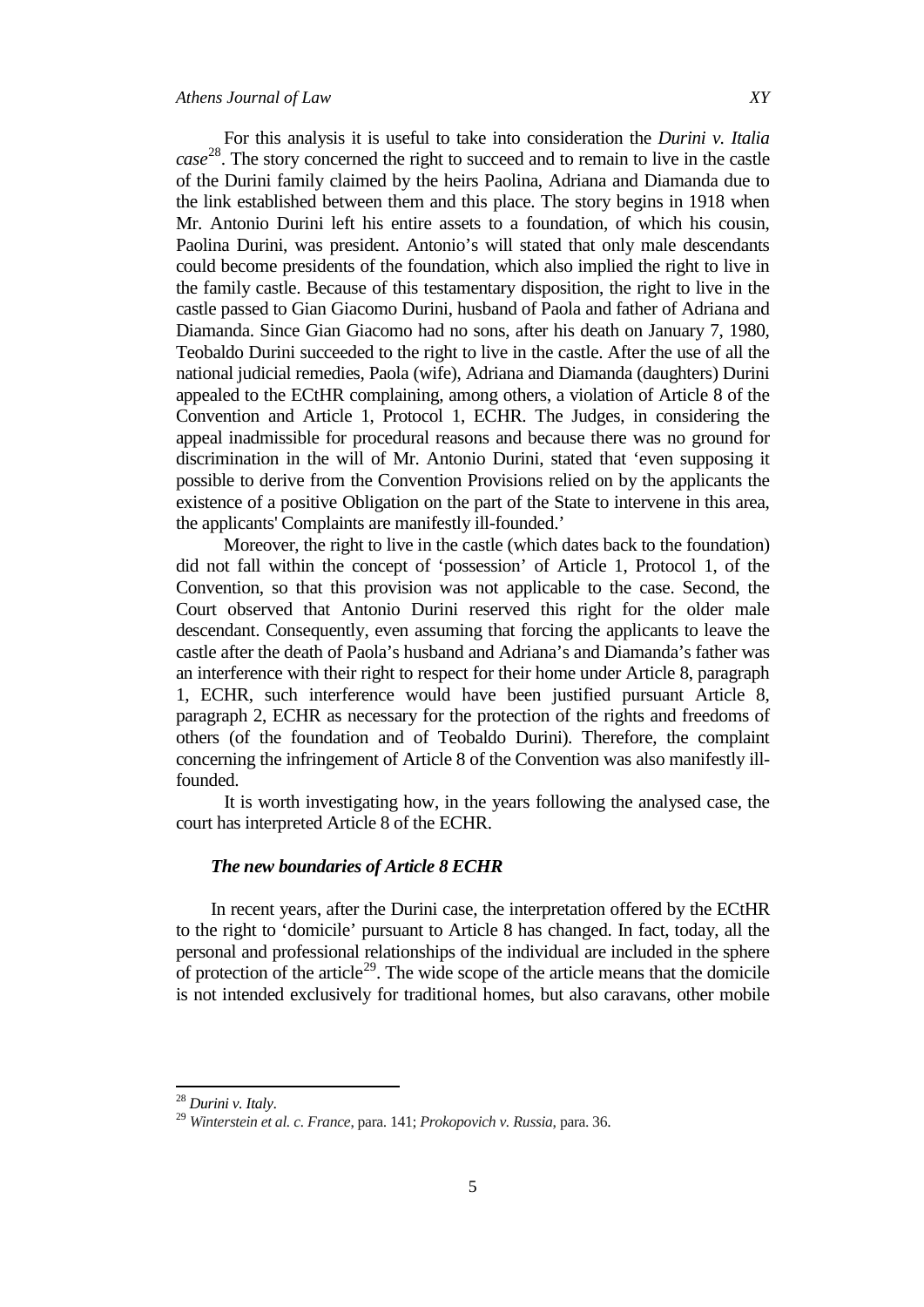For this analysis it is useful to take into consideration the *Durini v. Italia case*[28]. The story concerned the right to succeed and to remain to live in the castle of the Durini family claimed by the heirs Paolina, Adriana and Diamanda due to the link established between them and this place. The story begins in 1918 when Mr. Antonio Durini left his entire assets to a foundation, of which his cousin, Paolina Durini, was president. Antonio's will stated that only male descendants could become presidents of the foundation, which also implied the right to live in the family castle. Because of this testamentary disposition, the right to live in the castle passed to Gian Giacomo Durini, husband of Paola and father of Adriana and Diamanda. Since Gian Giacomo had no sons, after his death on January 7, 1980, Teobaldo Durini succeeded to the right to live in the castle. After the use of all the national judicial remedies, Paola (wife), Adriana and Diamanda (daughters) Durini appealed to the ECtHR complaining, among others, a violation of Article 8 of the Convention and Article 1, Protocol 1, ECHR. The Judges, in considering the appeal inadmissible for procedural reasons and because there was no ground for discrimination in the will of Mr. Antonio Durini, stated that 'even supposing it possible to derive from the Convention Provisions relied on by the applicants the existence of a positive Obligation on the part of the State to intervene in this area, the applicants' Complaints are manifestly ill-founded.'

Moreover, the right to live in the castle (which dates back to the foundation) did not fall within the concept of 'possession' of Article 1, Protocol 1, of the Convention, so that this provision was not applicable to the case. Second, the Court observed that Antonio Durini reserved this right for the older male descendant. Consequently, even assuming that forcing the applicants to leave the castle after the death of Paola's husband and Adriana's and Diamanda's father was an interference with their right to respect for their home under Article 8, paragraph 1, ECHR, such interference would have been justified pursuant Article 8, paragraph 2, ECHR as necessary for the protection of the rights and freedoms of others (of the foundation and of Teobaldo Durini). Therefore, the complaint concerning the infringement of Article 8 of the Convention was also manifestly ill-founded.

It is worth investigating how, in the years following the analysed case, the court has interpreted Article 8 of the ECHR.

### *The new boundaries of Article 8 ECHR*

In recent years, after the Durini case, the interpretation offered by the ECtHR to the right to 'domicile' pursuant to Article 8 has changed. In fact, today, all the personal and professional relationships of the individual are included in the sphere of protection of the article[29]. The wide scope of the article means that the domicile is not intended exclusively for traditional homes, but also caravans, other mobile

---

[28] *Durini v. Italy*.

[29] *Winterstein et al. c. France*, para. 141; *Prokopovich v. Russia*, para. 36.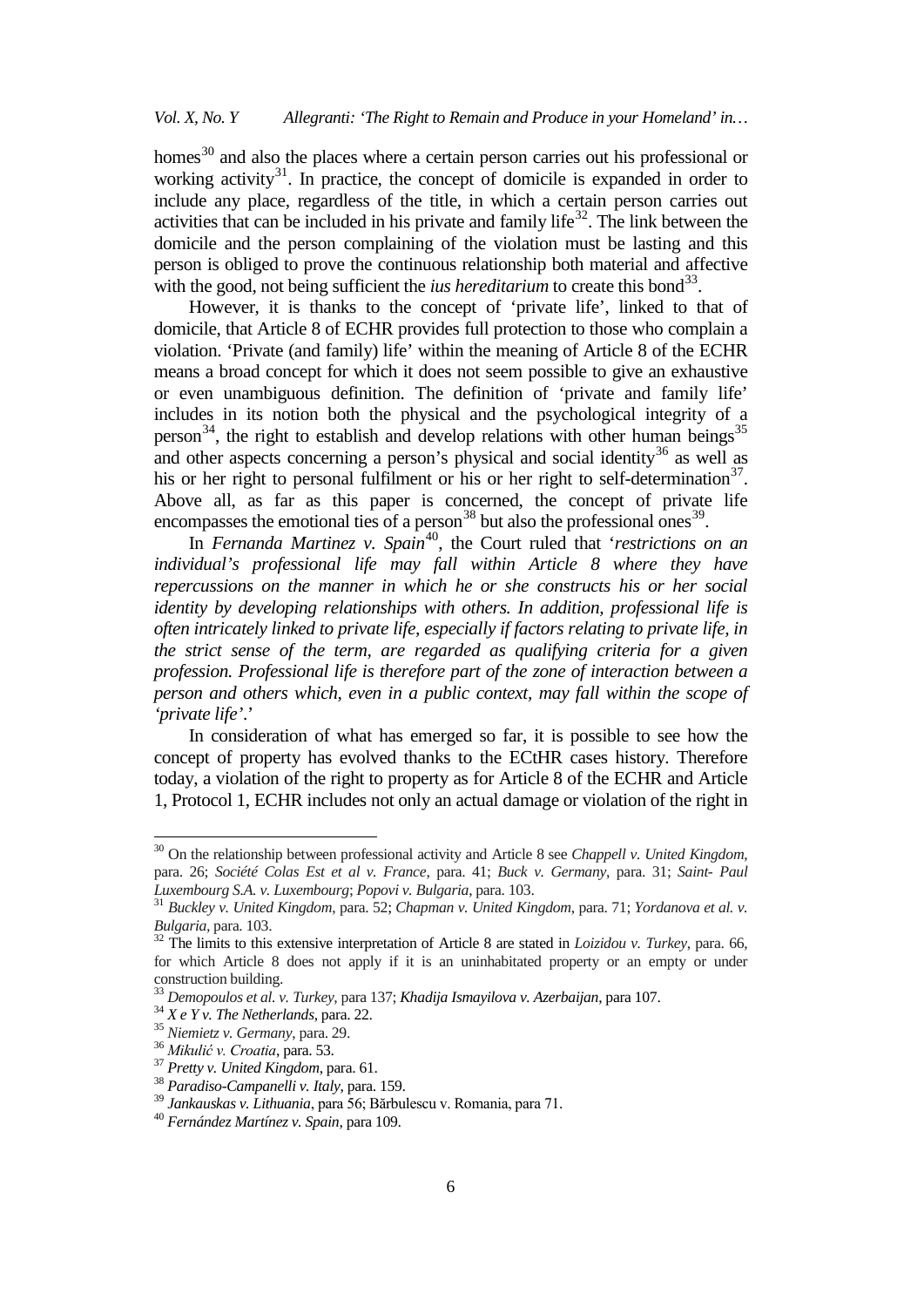homes[30] and also the places where a certain person carries out his professional or working activity[31]. In practice, the concept of domicile is expanded in order to include any place, regardless of the title, in which a certain person carries out activities that can be included in his private and family life[32]. The link between the domicile and the person complaining of the violation must be lasting and this person is obliged to prove the continuous relationship both material and affective with the good, not being sufficient the *ius hereditarium* to create this bond[33].

However, it is thanks to the concept of 'private life', linked to that of domicile, that Article 8 of ECHR provides full protection to those who complain a violation. 'Private (and family) life' within the meaning of Article 8 of the ECHR means a broad concept for which it does not seem possible to give an exhaustive or even unambiguous definition. The definition of 'private and family life' includes in its notion both the physical and the psychological integrity of a person[34], the right to establish and develop relations with other human beings[35] and other aspects concerning a person's physical and social identity[36] as well as his or her right to personal fulfilment or his or her right to self-determination[37]. Above all, as far as this paper is concerned, the concept of private life encompasses the emotional ties of a person[38] but also the professional ones[39].

In *Fernanda Martinez v. Spain*[40], the Court ruled that '*restrictions on an individual's professional life may fall within Article 8 where they have repercussions on the manner in which he or she constructs his or her social identity by developing relationships with others. In addition, professional life is often intricately linked to private life, especially if factors relating to private life, in the strict sense of the term, are regarded as qualifying criteria for a given profession. Professional life is therefore part of the zone of interaction between a person and others which, even in a public context, may fall within the scope of 'private life'.*'

In consideration of what has emerged so far, it is possible to see how the concept of property has evolved thanks to the ECtHR cases history. Therefore today, a violation of the right to property as for Article 8 of the ECHR and Article 1, Protocol 1, ECHR includes not only an actual damage or violation of the right in

---

[30] On the relationship between professional activity and Article 8 see *Chappell v. United Kingdom*, para. 26; *Société Colas Est et al v. France*, para. 41; *Buck v. Germany*, para. 31; *Saint- Paul Luxembourg S.A. v. Luxembourg*; *Popovi v. Bulgaria*, para. 103.

[31] *Buckley v. United Kingdom*, para. 52; *Chapman v. United Kingdom*, para. 71; *Yordanova et al. v. Bulgaria*, para. 103.

[32] The limits to this extensive interpretation of Article 8 are stated in *Loizidou v. Turkey*, para. 66, for which Article 8 does not apply if it is an uninhabitated property or an empty or under construction building.

[33] *Demopoulos et al. v. Turkey*, para 137; ***Khadija Ismayilova v. Azerbaijan***, para 107.

[34] *X e Y v. The Netherlands*, para. 22.

[35] *Niemietz v. Germany*, para. 29.

[36] *Mikulić v. Croatia*, para. 53.

[37] *Pretty v. United Kingdom*, para. 61.

[38] *Paradiso-Campanelli v. Italy*, para. 159.

[39] *Jankauskas v. Lithuania*, para 56; Bărbulescu v. Romania, para 71.

[40] *Fernández Martínez v. Spain*, para 109.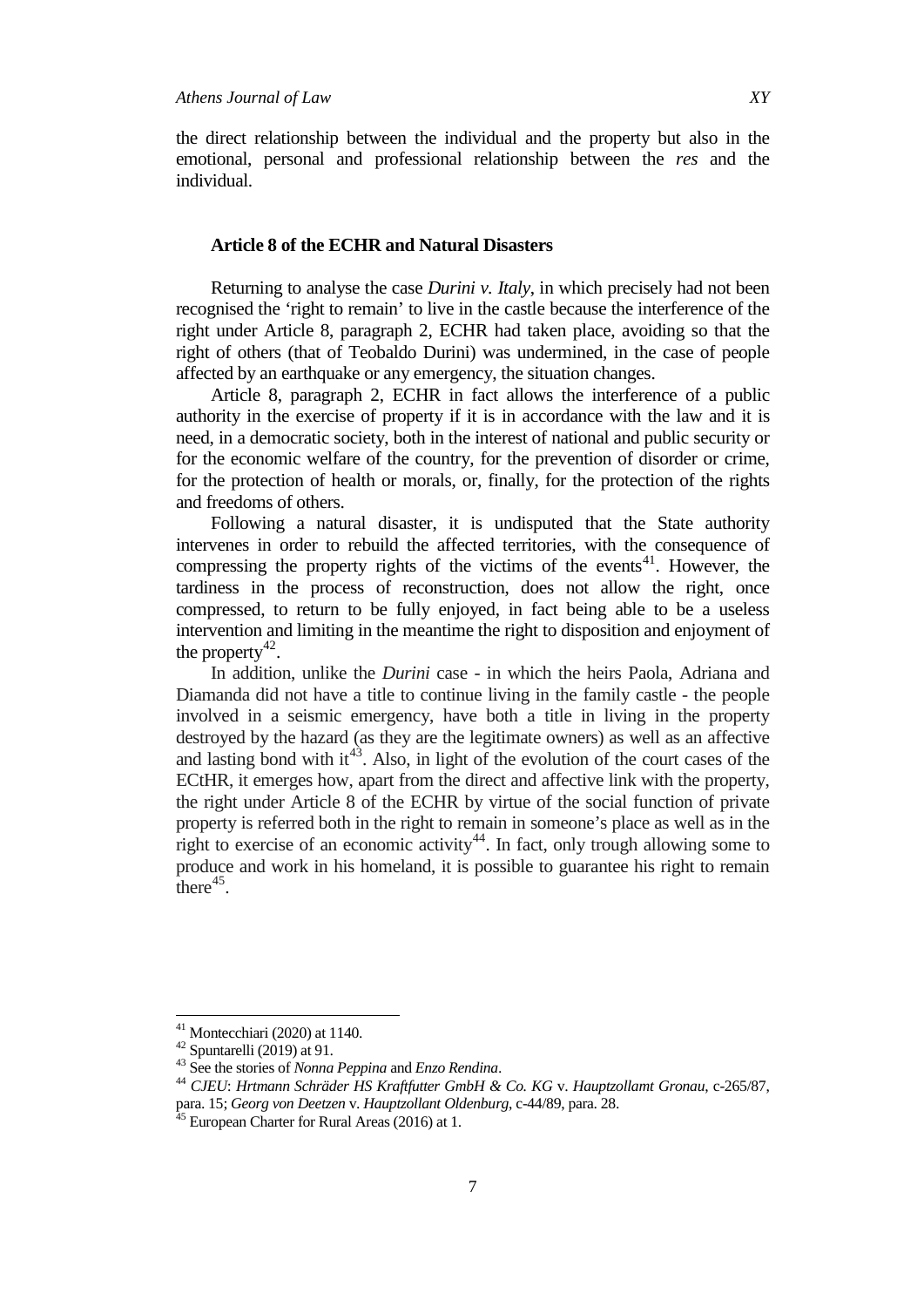the direct relationship between the individual and the property but also in the emotional, personal and professional relationship between the *res* and the individual.

## Article 8 of the ECHR and Natural Disasters

Returning to analyse the case *Durini v. Italy*, in which precisely had not been recognised the 'right to remain' to live in the castle because the interference of the right under Article 8, paragraph 2, ECHR had taken place, avoiding so that the right of others (that of Teobaldo Durini) was undermined, in the case of people affected by an earthquake or any emergency, the situation changes.

Article 8, paragraph 2, ECHR in fact allows the interference of a public authority in the exercise of property if it is in accordance with the law and it is need, in a democratic society, both in the interest of national and public security or for the economic welfare of the country, for the prevention of disorder or crime, for the protection of health or morals, or, finally, for the protection of the rights and freedoms of others.

Following a natural disaster, it is undisputed that the State authority intervenes in order to rebuild the affected territories, with the consequence of compressing the property rights of the victims of the events[41]. However, the tardiness in the process of reconstruction, does not allow the right, once compressed, to return to be fully enjoyed, in fact being able to be a useless intervention and limiting in the meantime the right to disposition and enjoyment of the property[42].

In addition, unlike the *Durini* case - in which the heirs Paola, Adriana and Diamanda did not have a title to continue living in the family castle - the people involved in a seismic emergency, have both a title in living in the property destroyed by the hazard (as they are the legitimate owners) as well as an affective and lasting bond with it[43]. Also, in light of the evolution of the court cases of the ECtHR, it emerges how, apart from the direct and affective link with the property, the right under Article 8 of the ECHR by virtue of the social function of private property is referred both in the right to remain in someone's place as well as in the right to exercise of an economic activity[44]. In fact, only trough allowing some to produce and work in his homeland, it is possible to guarantee his right to remain there[45].

---

[41] Montecchiari (2020) at 1140.

[42] Spuntarelli (2019) at 91.

[43] See the stories of *Nonna Peppina* and *Enzo Rendina*.

[44] *CJEU*: *Hrtmann Schräder HS Kraftfutter GmbH & Co. KG* v. *Hauptzollamt Gronau*, c-265/87, para. 15; *Georg von Deetzen* v. *Hauptzollant Oldenburg*, c-44/89, para. 28.

[45] European Charter for Rural Areas (2016) at 1.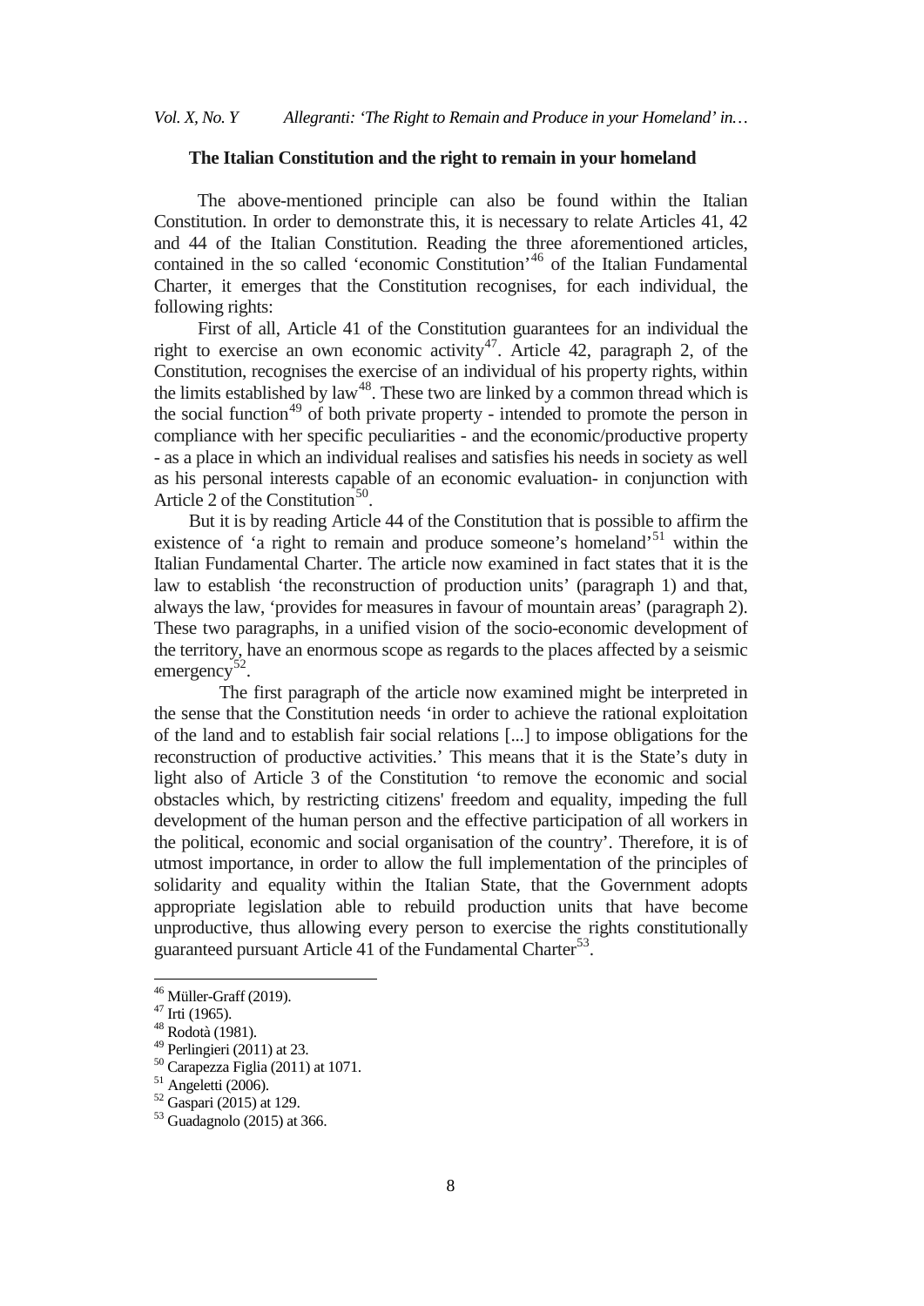## The Italian Constitution and the right to remain in your homeland

The above-mentioned principle can also be found within the Italian Constitution. In order to demonstrate this, it is necessary to relate Articles 41, 42 and 44 of the Italian Constitution. Reading the three aforementioned articles, contained in the so called 'economic Constitution'[46] of the Italian Fundamental Charter, it emerges that the Constitution recognises, for each individual, the following rights:

First of all, Article 41 of the Constitution guarantees for an individual the right to exercise an own economic activity[47]. Article 42, paragraph 2, of the Constitution, recognises the exercise of an individual of his property rights, within the limits established by law[48]. These two are linked by a common thread which is the social function[49] of both private property - intended to promote the person in compliance with her specific peculiarities - and the economic/productive property - as a place in which an individual realises and satisfies his needs in society as well as his personal interests capable of an economic evaluation- in conjunction with Article 2 of the Constitution[50].

But it is by reading Article 44 of the Constitution that is possible to affirm the existence of 'a right to remain and produce someone's homeland'[51] within the Italian Fundamental Charter. The article now examined in fact states that it is the law to establish 'the reconstruction of production units' (paragraph 1) and that, always the law, 'provides for measures in favour of mountain areas' (paragraph 2). These two paragraphs, in a unified vision of the socio-economic development of the territory, have an enormous scope as regards to the places affected by a seismic emergency[52].

The first paragraph of the article now examined might be interpreted in the sense that the Constitution needs 'in order to achieve the rational exploitation of the land and to establish fair social relations [...] to impose obligations for the reconstruction of productive activities.' This means that it is the State's duty in light also of Article 3 of the Constitution 'to remove the economic and social obstacles which, by restricting citizens' freedom and equality, impeding the full development of the human person and the effective participation of all workers in the political, economic and social organisation of the country'. Therefore, it is of utmost importance, in order to allow the full implementation of the principles of solidarity and equality within the Italian State, that the Government adopts appropriate legislation able to rebuild production units that have become unproductive, thus allowing every person to exercise the rights constitutionally guaranteed pursuant Article 41 of the Fundamental Charter[53].

---

[46] Müller-Graff (2019).
[47] Irti (1965).
[48] Rodotà (1981).
[49] Perlingieri (2011) at 23.
[50] Carapezza Figlia (2011) at 1071.
[51] Angeletti (2006).
[52] Gaspari (2015) at 129.
[53] Guadagnolo (2015) at 366.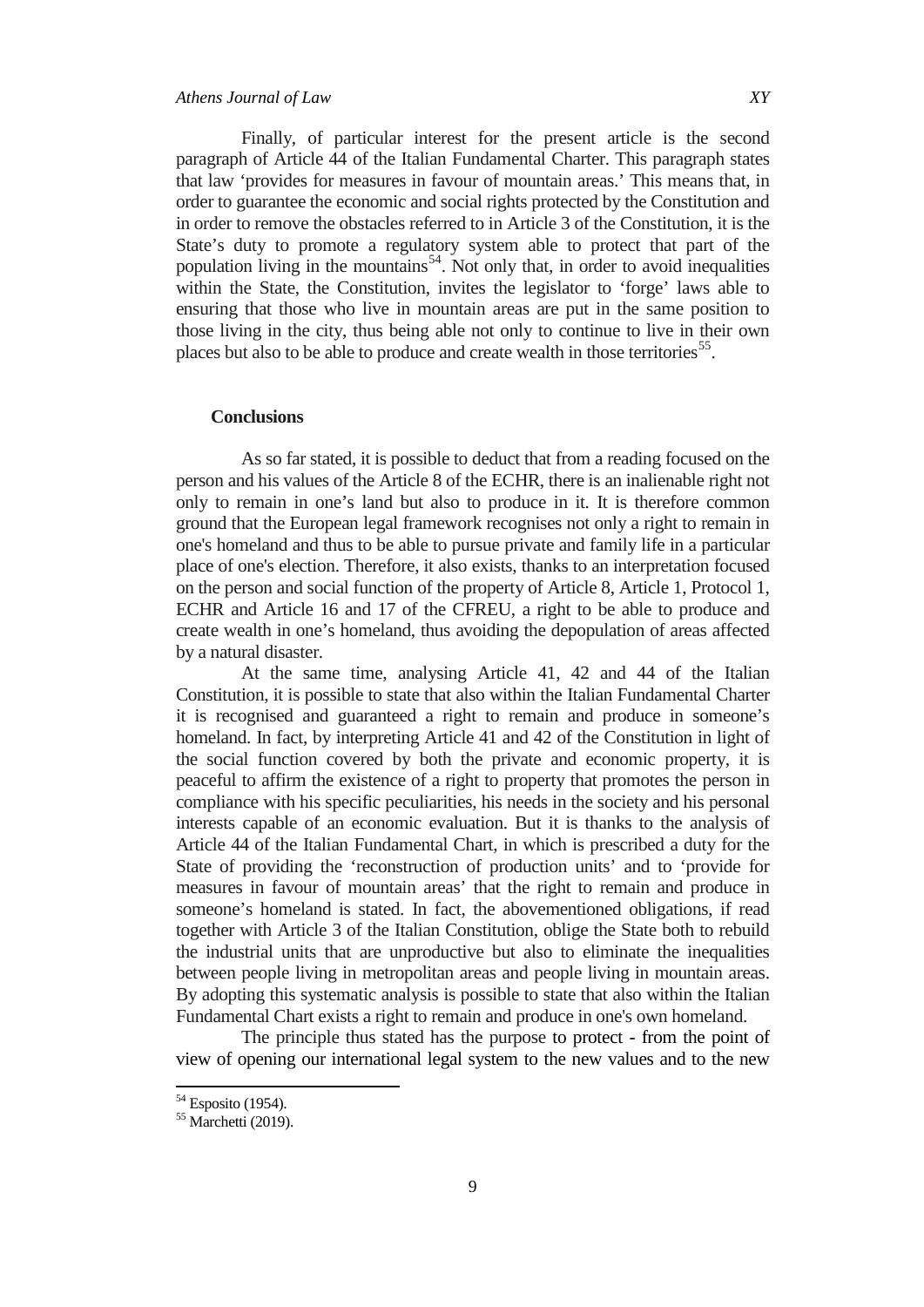Finally, of particular interest for the present article is the second paragraph of Article 44 of the Italian Fundamental Charter. This paragraph states that law 'provides for measures in favour of mountain areas.' This means that, in order to guarantee the economic and social rights protected by the Constitution and in order to remove the obstacles referred to in Article 3 of the Constitution, it is the State's duty to promote a regulatory system able to protect that part of the population living in the mountains[54]. Not only that, in order to avoid inequalities within the State, the Constitution, invites the legislator to 'forge' laws able to ensuring that those who live in mountain areas are put in the same position to those living in the city, thus being able not only to continue to live in their own places but also to be able to produce and create wealth in those territories[55].

## Conclusions

As so far stated, it is possible to deduct that from a reading focused on the person and his values of the Article 8 of the ECHR, there is an inalienable right not only to remain in one's land but also to produce in it. It is therefore common ground that the European legal framework recognises not only a right to remain in one's homeland and thus to be able to pursue private and family life in a particular place of one's election. Therefore, it also exists, thanks to an interpretation focused on the person and social function of the property of Article 8, Article 1, Protocol 1, ECHR and Article 16 and 17 of the CFREU, a right to be able to produce and create wealth in one's homeland, thus avoiding the depopulation of areas affected by a natural disaster.

At the same time, analysing Article 41, 42 and 44 of the Italian Constitution, it is possible to state that also within the Italian Fundamental Charter it is recognised and guaranteed a right to remain and produce in someone's homeland. In fact, by interpreting Article 41 and 42 of the Constitution in light of the social function covered by both the private and economic property, it is peaceful to affirm the existence of a right to property that promotes the person in compliance with his specific peculiarities, his needs in the society and his personal interests capable of an economic evaluation. But it is thanks to the analysis of Article 44 of the Italian Fundamental Chart, in which is prescribed a duty for the State of providing the 'reconstruction of production units' and to 'provide for measures in favour of mountain areas' that the right to remain and produce in someone's homeland is stated. In fact, the abovementioned obligations, if read together with Article 3 of the Italian Constitution, oblige the State both to rebuild the industrial units that are unproductive but also to eliminate the inequalities between people living in metropolitan areas and people living in mountain areas. By adopting this systematic analysis is possible to state that also within the Italian Fundamental Chart exists a right to remain and produce in one's own homeland.

The principle thus stated has the purpose to protect - from the point of view of opening our international legal system to the new values and to the new

[54] Esposito (1954).

[55] Marchetti (2019).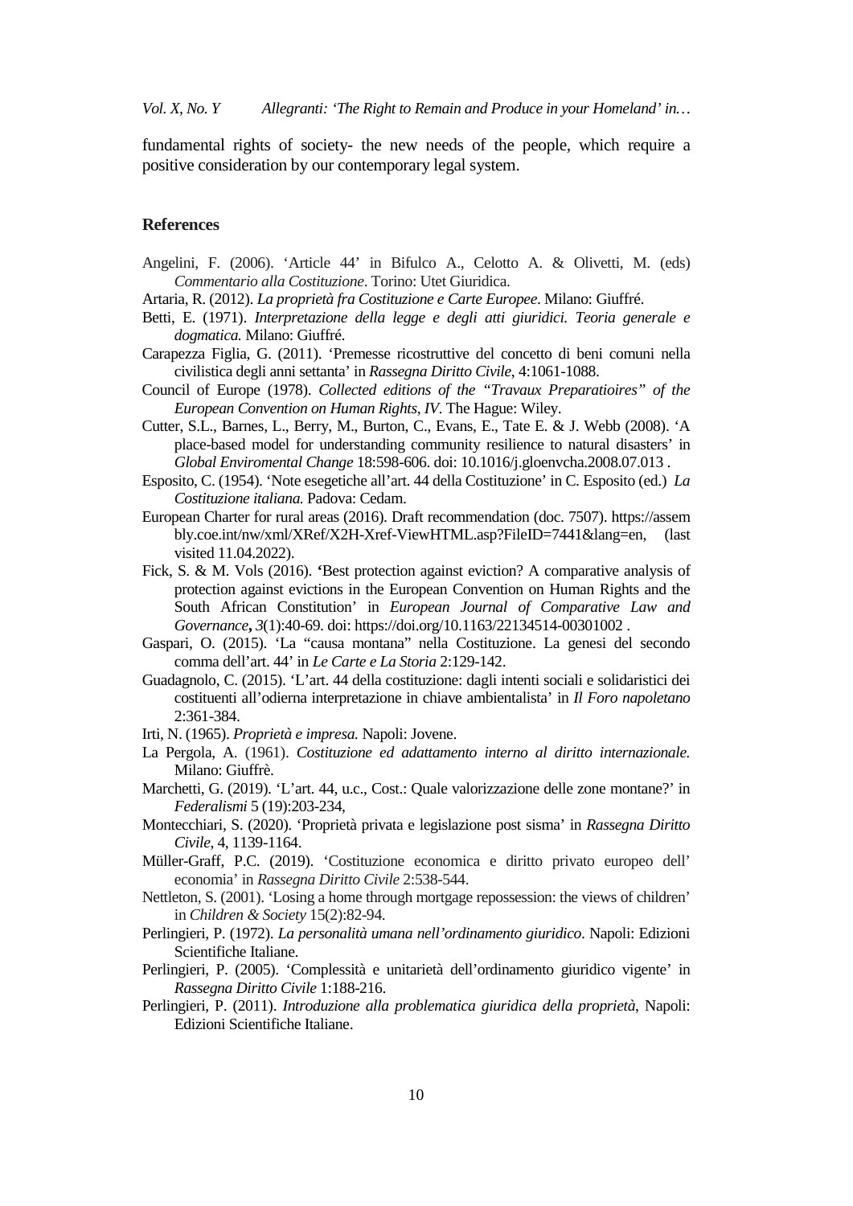fundamental rights of society- the new needs of the people, which require a positive consideration by our contemporary legal system.

## References

Angelini, F. (2006). 'Article 44' in Bifulco A., Celotto A. & Olivetti, M. (eds) *Commentario alla Costituzione*. Torino: Utet Giuridica.

Artaria, R. (2012). *La proprietà fra Costituzione e Carte Europee*. Milano: Giuffré.

Betti, E. (1971). *Interpretazione della legge e degli atti giuridici. Teoria generale e dogmatica.* Milano: Giuffré.

Carapezza Figlia, G. (2011). 'Premesse ricostruttive del concetto di beni comuni nella civilistica degli anni settanta' in *Rassegna Diritto Civile*, 4:1061-1088.

Council of Europe (1978). *Collected editions of the "Travaux Preparatioires" of the European Convention on Human Rights*, *IV*. The Hague: Wiley.

Cutter, S.L., Barnes, L., Berry, M., Burton, C., Evans, E., Tate E. & J. Webb (2008). 'A place-based model for understanding community resilience to natural disasters' in *Global Enviromental Change* 18:598-606. doi: 10.1016/j.gloenvcha.2008.07.013 .

Esposito, C. (1954). 'Note esegetiche all'art. 44 della Costituzione' in C. Esposito (ed.) *La Costituzione italiana.* Padova: Cedam.

European Charter for rural areas (2016). Draft recommendation (doc. 7507). https://assembly.coe.int/nw/xml/XRef/X2H-Xref-ViewHTML.asp?FileID=7441&lang=en, (last visited 11.04.2022).

Fick, S. & M. Vols (2016). **'**Best protection against eviction? A comparative analysis of protection against evictions in the European Convention on Human Rights and the South African Constitution' in *European Journal of Comparative Law and Governance***,** *3*(1):40-69. doi: https://doi.org/10.1163/22134514-00301002 .

Gaspari, O. (2015). 'La "causa montana" nella Costituzione. La genesi del secondo comma dell'art. 44' in *Le Carte e La Storia* 2:129-142.

Guadagnolo, C. (2015). 'L'art. 44 della costituzione: dagli intenti sociali e solidaristici dei costituenti all'odierna interpretazione in chiave ambientalista' in *Il Foro napoletano* 2:361-384.

Irti, N. (1965). *Proprietà e impresa.* Napoli: Jovene.

La Pergola, A. (1961). *Costituzione ed adattamento interno al diritto internazionale.* Milano: Giuffrè.

Marchetti, G. (2019). 'L'art. 44, u.c., Cost.: Quale valorizzazione delle zone montane?' in *Federalismi* 5 (19):203-234,

Montecchiari, S. (2020). 'Proprietà privata e legislazione post sisma' in *Rassegna Diritto Civile*, 4, 1139-1164.

Müller-Graff, P.C. (2019). 'Costituzione economica e diritto privato europeo dell' economia' in *Rassegna Diritto Civile* 2:538-544.

Nettleton, S. (2001). 'Losing a home through mortgage repossession: the views of children' in *Children & Society* 15(2):82-94.

Perlingieri, P. (1972). *La personalità umana nell'ordinamento giuridico*. Napoli: Edizioni Scientifiche Italiane.

Perlingieri, P. (2005). 'Complessità e unitarietà dell'ordinamento giuridico vigente' in *Rassegna Diritto Civile* 1:188-216.

Perlingieri, P. (2011). *Introduzione alla problematica giuridica della proprietà*, Napoli: Edizioni Scientifiche Italiane.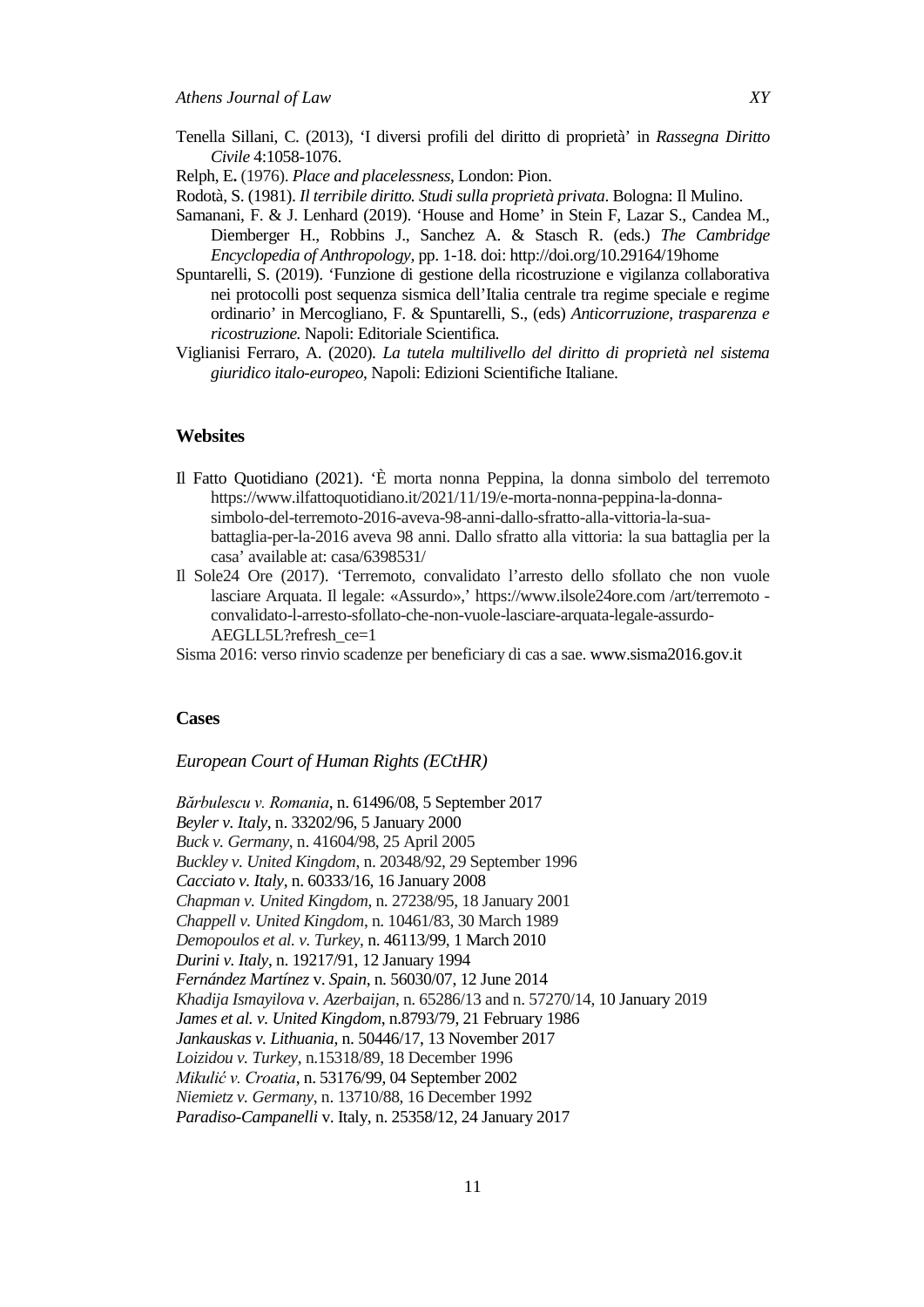Tenella Sillani, C. (2013), 'I diversi profili del diritto di proprietà' in *Rassegna Diritto Civile* 4:1058-1076.

Relph, E**.** (1976). *Place and placelessness*, London: Pion.

Rodotà, S. (1981). *Il terribile diritto. Studi sulla proprietà privata*. Bologna: Il Mulino.

Samanani, F. & J. Lenhard (2019). 'House and Home' in Stein F, Lazar S., Candea M., Diemberger H., Robbins J., Sanchez A. & Stasch R. (eds.) *The Cambridge Encyclopedia of Anthropology*, pp. 1-18. doi: http://doi.org/10.29164/19home

Spuntarelli, S. (2019). 'Funzione di gestione della ricostruzione e vigilanza collaborativa nei protocolli post sequenza sismica dell'Italia centrale tra regime speciale e regime ordinario' in Mercogliano, F. & Spuntarelli, S., (eds) *Anticorruzione, trasparenza e ricostruzione.* Napoli: Editoriale Scientifica.

Viglianisi Ferraro, A. (2020). *La tutela multilivello del diritto di proprietà nel sistema giuridico italo-europeo*, Napoli: Edizioni Scientifiche Italiane.

## Websites

Il Fatto Quotidiano (2021). 'È morta nonna Peppina, la donna simbolo del terremoto https://www.ilfattoquotidiano.it/2021/11/19/e-morta-nonna-peppina-la-donna-simbolo-del-terremoto-2016-aveva-98-anni-dallo-sfratto-alla-vittoria-la-sua-battaglia-per-la-2016 aveva 98 anni. Dallo sfratto alla vittoria: la sua battaglia per la casa' available at: casa/6398531/

Il Sole24 Ore (2017). 'Terremoto, convalidato l'arresto dello sfollato che non vuole lasciare Arquata. Il legale: «Assurdo»,' https://www.ilsole24ore.com /art/terremoto -convalidato-l-arresto-sfollato-che-non-vuole-lasciare-arquata-legale-assurdo-AEGLL5L?refresh_ce=1

Sisma 2016: verso rinvio scadenze per beneficiary di cas a sae. www.sisma2016.gov.it

## Cases

*European Court of Human Rights (ECtHR)*

*Bărbulescu v. Romania*, n. 61496/08, 5 September 2017
*Beyler v. Italy*, n. 33202/96, 5 January 2000
*Buck v. Germany*, n. 41604/98, 25 April 2005
*Buckley v. United Kingdom*, n. 20348/92, 29 September 1996
*Cacciato v. Italy*, n. 60333/16, 16 January 2008
*Chapman v. United Kingdom*, n. 27238/95, 18 January 2001
*Chappell v. United Kingdom*, n. 10461/83, 30 March 1989
*Demopoulos et al. v. Turkey*, n. 46113/99, 1 March 2010
*Durini v. Italy*, n. 19217/91, 12 January 1994
*Fernández Martínez* v. *Spain*, n. 56030/07, 12 June 2014
*Khadija Ismayilova v. Azerbaijan*, n. 65286/13 and n. 57270/14, 10 January 2019
*James et al. v. United Kingdom*, n.8793/79, 21 February 1986
*Jankauskas v. Lithuania*, n. 50446/17, 13 November 2017
*Loizidou v. Turkey*, n.15318/89, 18 December 1996
*Mikulić v. Croatia*, n. 53176/99, 04 September 2002
*Niemietz v. Germany*, n. 13710/88, 16 December 1992
*Paradiso-Campanelli* v. Italy, n. 25358/12, 24 January 2017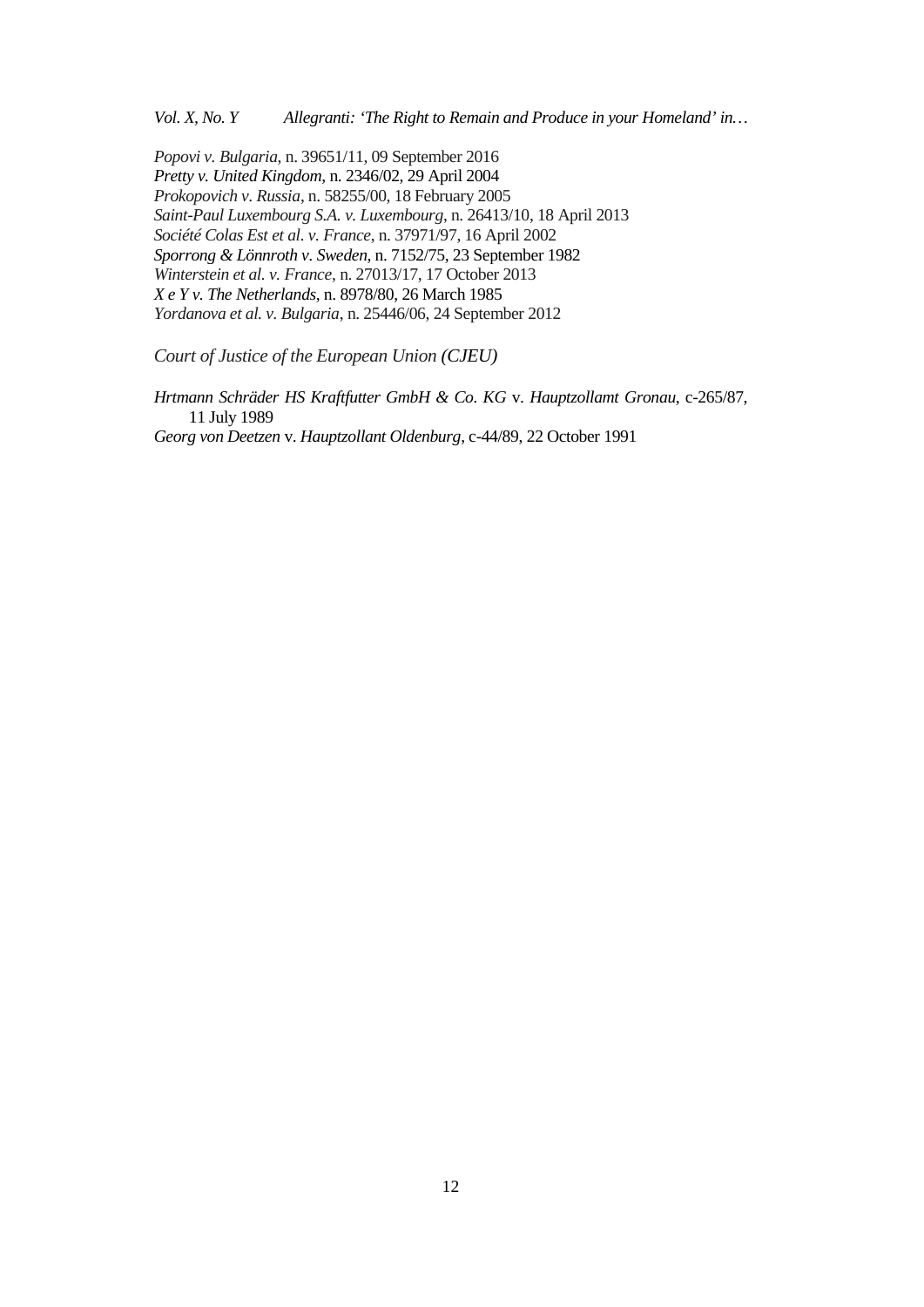*Popovi v. Bulgaria*, n. 39651/11, 09 September 2016
*Pretty v. United Kingdom*, n. 2346/02, 29 April 2004
*Prokopovich v. Russia*, n. 58255/00, 18 February 2005
*Saint-Paul Luxembourg S.A. v. Luxembourg*, n. 26413/10, 18 April 2013
*Société Colas Est et al. v. France*, n. 37971/97, 16 April 2002
*Sporrong & Lönnroth v. Sweden*, n. 7152/75, 23 September 1982
*Winterstein et al. v. France*, n. 27013/17, 17 October 2013
*X e Y v. The Netherlands*, n. 8978/80, 26 March 1985
*Yordanova et al. v. Bulgaria*, n. 25446/06, 24 September 2012

*Court of Justice of the European Union (CJEU)*

*Hrtmann Schräder HS Kraftfutter GmbH & Co. KG* v. *Hauptzollamt Gronau*, c-265/87, 11 July 1989
*Georg von Deetzen* v. *Hauptzollant Oldenburg*, c-44/89, 22 October 1991